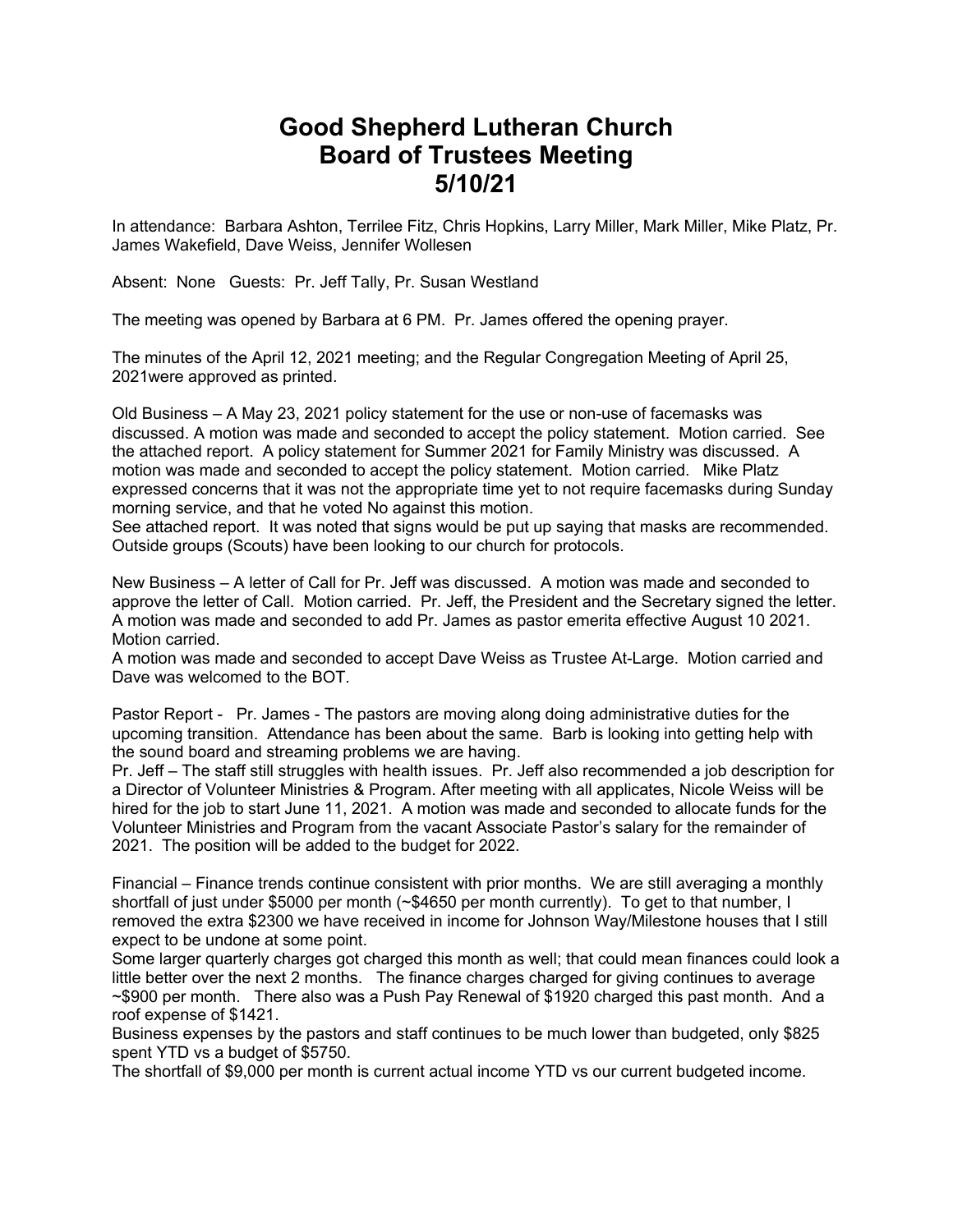# Good Shepherd Lutheran Church
# Board of Trustees Meeting
# 5/10/21

In attendance: Barbara Ashton, Terrilee Fitz, Chris Hopkins, Larry Miller, Mark Miller, Mike Platz, Pr. James Wakefield, Dave Weiss, Jennifer Wollesen

Absent: None Guests: Pr. Jeff Tally, Pr. Susan Westland

The meeting was opened by Barbara at 6 PM. Pr. James offered the opening prayer.

The minutes of the April 12, 2021 meeting; and the Regular Congregation Meeting of April 25, 2021were approved as printed.

Old Business – A May 23, 2021 policy statement for the use or non-use of facemasks was discussed. A motion was made and seconded to accept the policy statement. Motion carried. See the attached report. A policy statement for Summer 2021 for Family Ministry was discussed. A motion was made and seconded to accept the policy statement. Motion carried. Mike Platz expressed concerns that it was not the appropriate time yet to not require facemasks during Sunday morning service, and that he voted No against this motion.
See attached report. It was noted that signs would be put up saying that masks are recommended. Outside groups (Scouts) have been looking to our church for protocols.

New Business – A letter of Call for Pr. Jeff was discussed. A motion was made and seconded to approve the letter of Call. Motion carried. Pr. Jeff, the President and the Secretary signed the letter. A motion was made and seconded to add Pr. James as pastor emerita effective August 10 2021. Motion carried.
A motion was made and seconded to accept Dave Weiss as Trustee At-Large. Motion carried and Dave was welcomed to the BOT.

Pastor Report - Pr. James - The pastors are moving along doing administrative duties for the upcoming transition. Attendance has been about the same. Barb is looking into getting help with the sound board and streaming problems we are having.
Pr. Jeff – The staff still struggles with health issues. Pr. Jeff also recommended a job description for a Director of Volunteer Ministries & Program. After meeting with all applicates, Nicole Weiss will be hired for the job to start June 11, 2021. A motion was made and seconded to allocate funds for the Volunteer Ministries and Program from the vacant Associate Pastor's salary for the remainder of 2021. The position will be added to the budget for 2022.

Financial – Finance trends continue consistent with prior months. We are still averaging a monthly shortfall of just under $5000 per month (~$4650 per month currently). To get to that number, I removed the extra $2300 we have received in income for Johnson Way/Milestone houses that I still expect to be undone at some point.
Some larger quarterly charges got charged this month as well; that could mean finances could look a little better over the next 2 months. The finance charges charged for giving continues to average ~$900 per month. There also was a Push Pay Renewal of $1920 charged this past month. And a roof expense of $1421.
Business expenses by the pastors and staff continues to be much lower than budgeted, only $825 spent YTD vs a budget of $5750.
The shortfall of $9,000 per month is current actual income YTD vs our current budgeted income.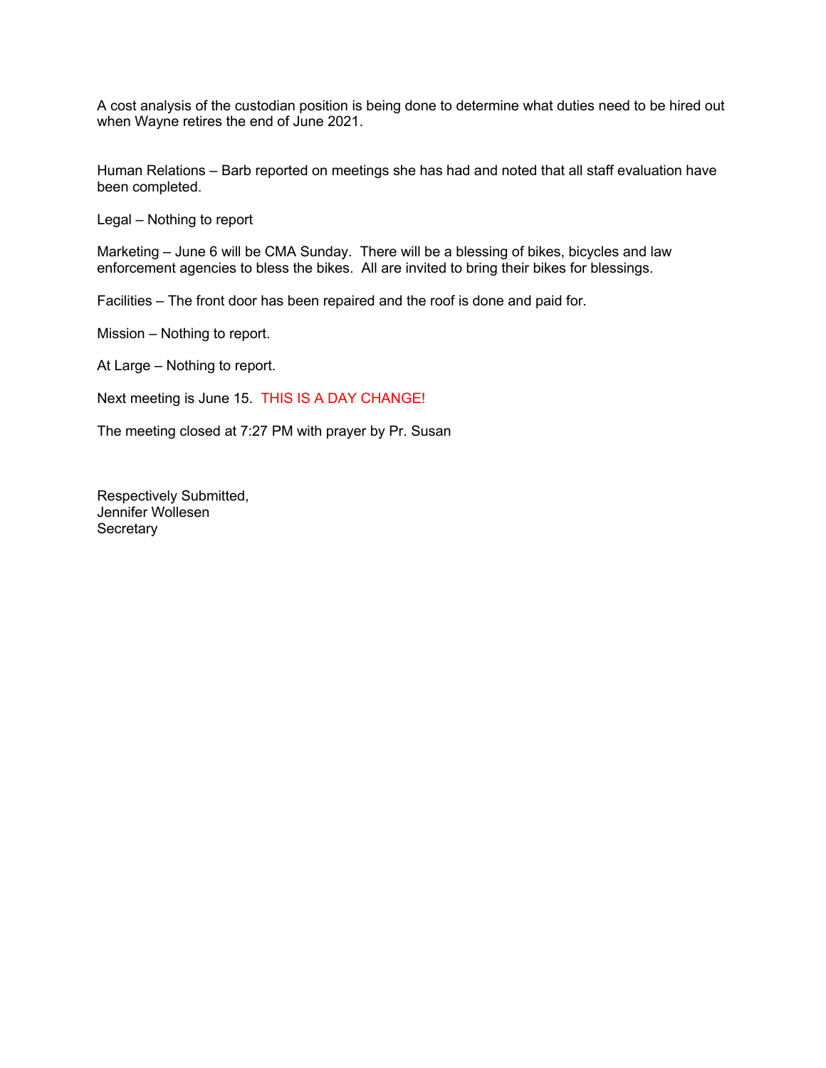A cost analysis of the custodian position is being done to determine what duties need to be hired out when Wayne retires the end of June 2021.

Human Relations – Barb reported on meetings she has had and noted that all staff evaluation have been completed.

Legal – Nothing to report

Marketing – June 6 will be CMA Sunday. There will be a blessing of bikes, bicycles and law enforcement agencies to bless the bikes. All are invited to bring their bikes for blessings.

Facilities – The front door has been repaired and the roof is done and paid for.

Mission – Nothing to report.

At Large – Nothing to report.

Next meeting is June 15. THIS IS A DAY CHANGE!

The meeting closed at 7:27 PM with prayer by Pr. Susan

Respectively Submitted,
Jennifer Wollesen
Secretary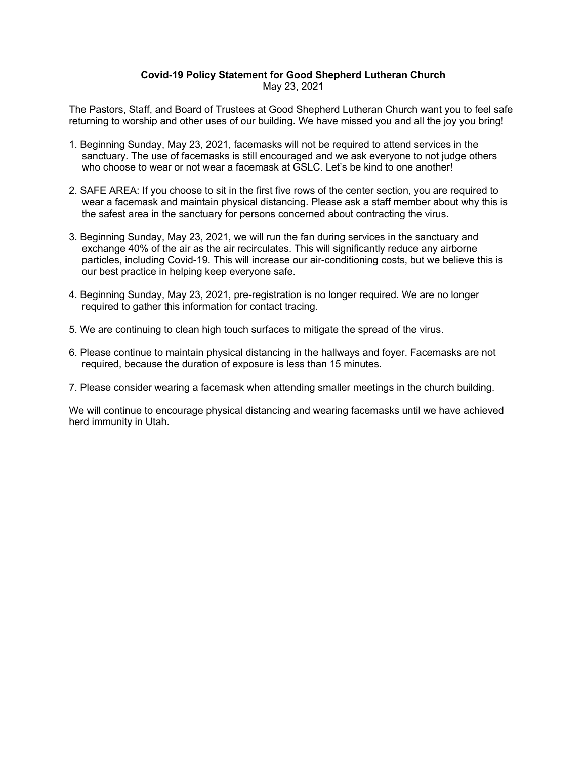**Covid-19 Policy Statement for Good Shepherd Lutheran Church**
May 23, 2021

The Pastors, Staff, and Board of Trustees at Good Shepherd Lutheran Church want you to feel safe returning to worship and other uses of our building. We have missed you and all the joy you bring!

1. Beginning Sunday, May 23, 2021, facemasks will not be required to attend services in the sanctuary. The use of facemasks is still encouraged and we ask everyone to not judge others who choose to wear or not wear a facemask at GSLC. Let's be kind to one another!

2. SAFE AREA: If you choose to sit in the first five rows of the center section, you are required to wear a facemask and maintain physical distancing. Please ask a staff member about why this is the safest area in the sanctuary for persons concerned about contracting the virus.

3. Beginning Sunday, May 23, 2021, we will run the fan during services in the sanctuary and exchange 40% of the air as the air recirculates. This will significantly reduce any airborne particles, including Covid-19. This will increase our air-conditioning costs, but we believe this is our best practice in helping keep everyone safe.

4. Beginning Sunday, May 23, 2021, pre-registration is no longer required. We are no longer required to gather this information for contact tracing.

5. We are continuing to clean high touch surfaces to mitigate the spread of the virus.

6. Please continue to maintain physical distancing in the hallways and foyer. Facemasks are not required, because the duration of exposure is less than 15 minutes.

7. Please consider wearing a facemask when attending smaller meetings in the church building.

We will continue to encourage physical distancing and wearing facemasks until we have achieved herd immunity in Utah.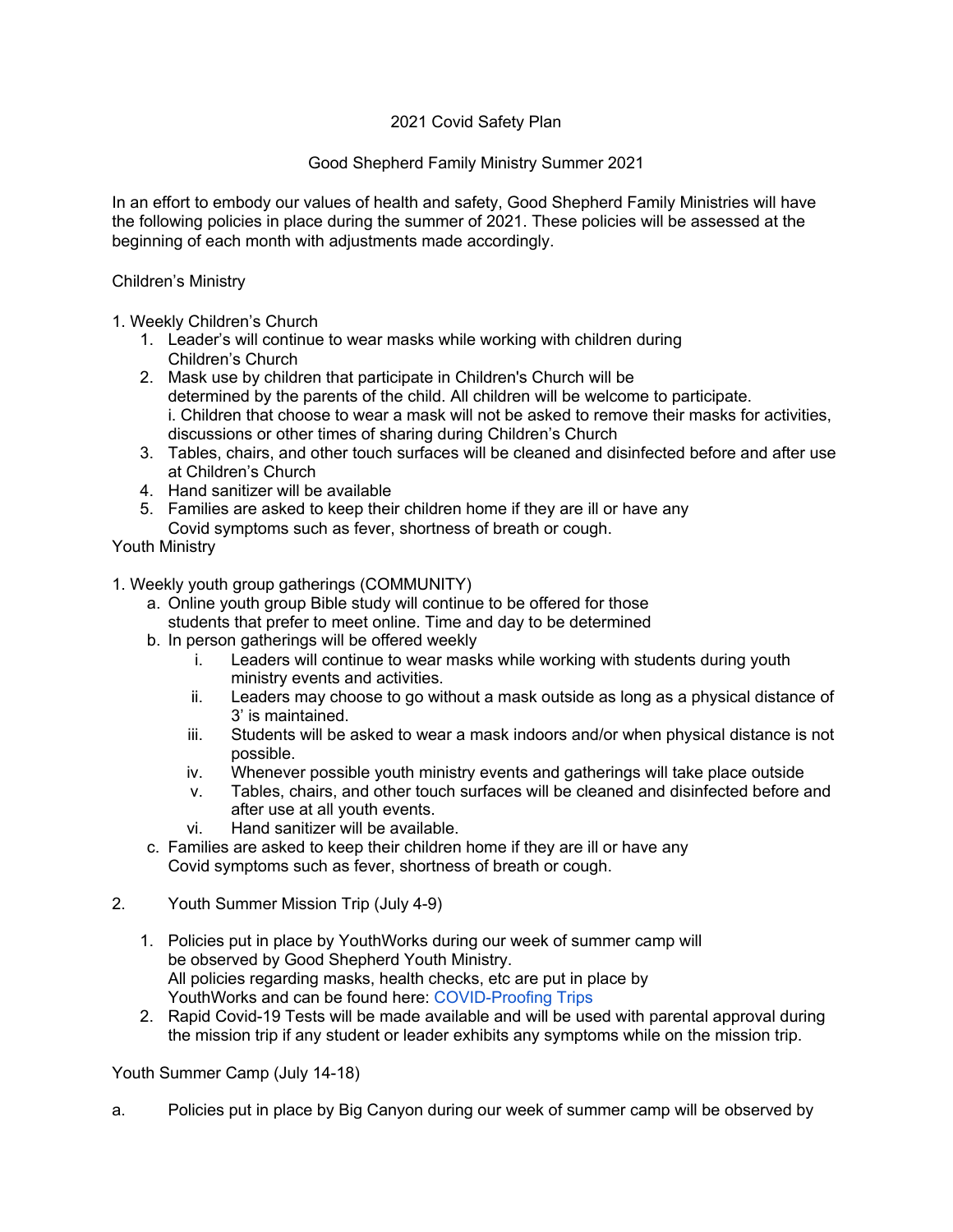2021 Covid Safety Plan

Good Shepherd Family Ministry Summer 2021

In an effort to embody our values of health and safety, Good Shepherd Family Ministries will have the following policies in place during the summer of 2021. These policies will be assessed at the beginning of each month with adjustments made accordingly.

Children's Ministry

1. Weekly Children's Church
   1. Leader's will continue to wear masks while working with children during Children's Church
   2. Mask use by children that participate in Children's Church will be determined by the parents of the child. All children will be welcome to participate.
      i. Children that choose to wear a mask will not be asked to remove their masks for activities, discussions or other times of sharing during Children's Church
   3. Tables, chairs, and other touch surfaces will be cleaned and disinfected before and after use at Children's Church
   4. Hand sanitizer will be available
   5. Families are asked to keep their children home if they are ill or have any Covid symptoms such as fever, shortness of breath or cough.

Youth Ministry

1. Weekly youth group gatherings (COMMUNITY)
   a. Online youth group Bible study will continue to be offered for those students that prefer to meet online. Time and day to be determined
   b. In person gatherings will be offered weekly
      i. Leaders will continue to wear masks while working with students during youth ministry events and activities.
      ii. Leaders may choose to go without a mask outside as long as a physical distance of 3' is maintained.
      iii. Students will be asked to wear a mask indoors and/or when physical distance is not possible.
      iv. Whenever possible youth ministry events and gatherings will take place outside
      v. Tables, chairs, and other touch surfaces will be cleaned and disinfected before and after use at all youth events.
      vi. Hand sanitizer will be available.
   c. Families are asked to keep their children home if they are ill or have any Covid symptoms such as fever, shortness of breath or cough.

2. Youth Summer Mission Trip (July 4-9)
   1. Policies put in place by YouthWorks during our week of summer camp will be observed by Good Shepherd Youth Ministry.
      All policies regarding masks, health checks, etc are put in place by YouthWorks and can be found here: COVID-Proofing Trips
   2. Rapid Covid-19 Tests will be made available and will be used with parental approval during the mission trip if any student or leader exhibits any symptoms while on the mission trip.

Youth Summer Camp (July 14-18)

a. Policies put in place by Big Canyon during our week of summer camp will be observed by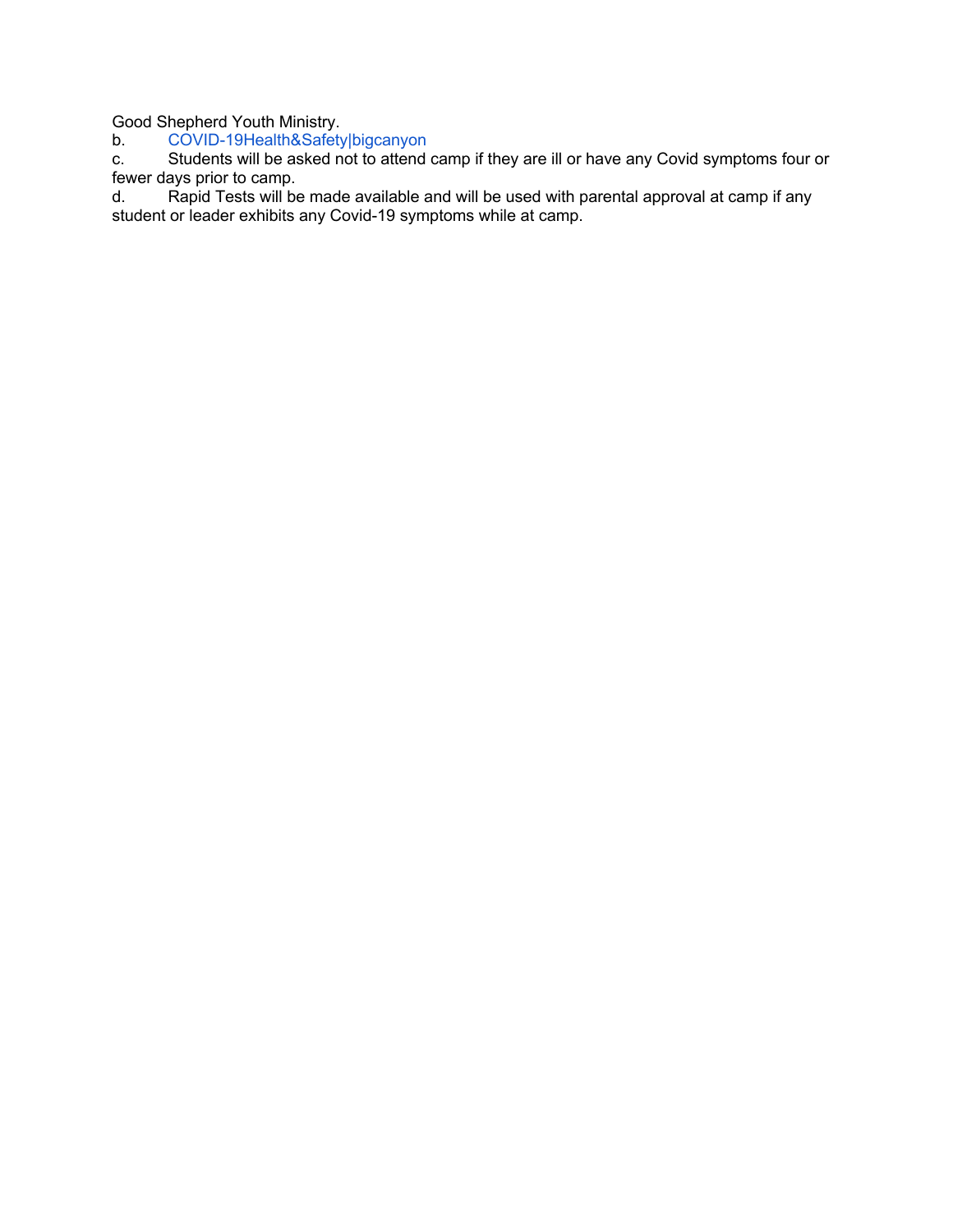Good Shepherd Youth Ministry.

b. COVID-19Health&Safety|bigcanyon

c. Students will be asked not to attend camp if they are ill or have any Covid symptoms four or fewer days prior to camp.

d. Rapid Tests will be made available and will be used with parental approval at camp if any student or leader exhibits any Covid-19 symptoms while at camp.